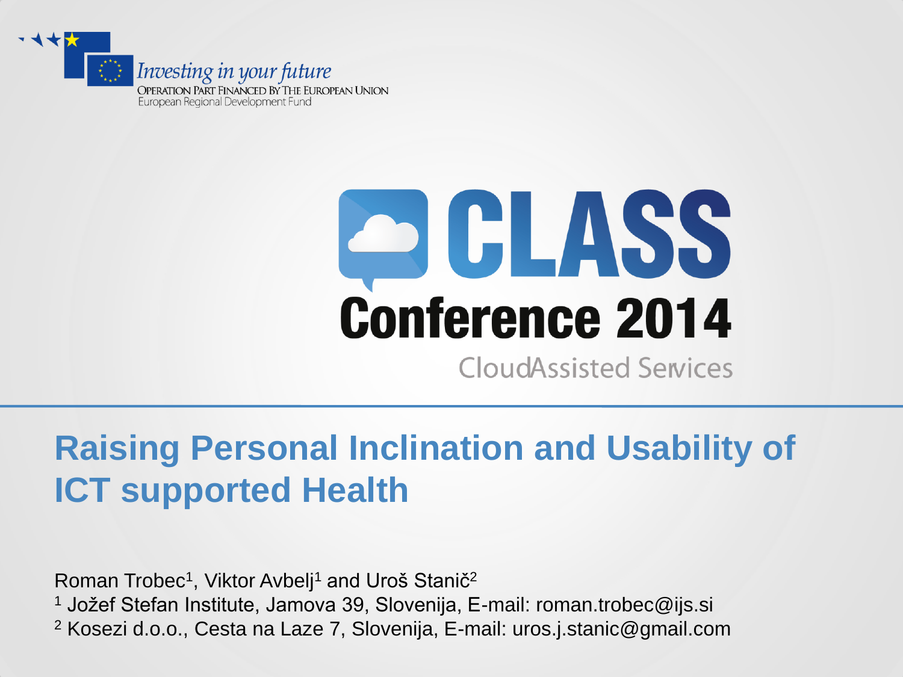*Investing in your future*

OPERATION PART FINANCED BY THE EUROPEAN UNION
European Regional Development Fund

# CLASS Conference 2014

CloudAssisted Services

## Raising Personal Inclination and Usability of ICT supported Health

Roman Trobec[1], Viktor Avbelj[1] and Uroš Stanič[2]

[1] Jožef Stefan Institute, Jamova 39, Slovenija, E-mail: roman.trobec@ijs.si

[2] Kosezi d.o.o., Cesta na Laze 7, Slovenija, E-mail: uros.j.stanic@gmail.com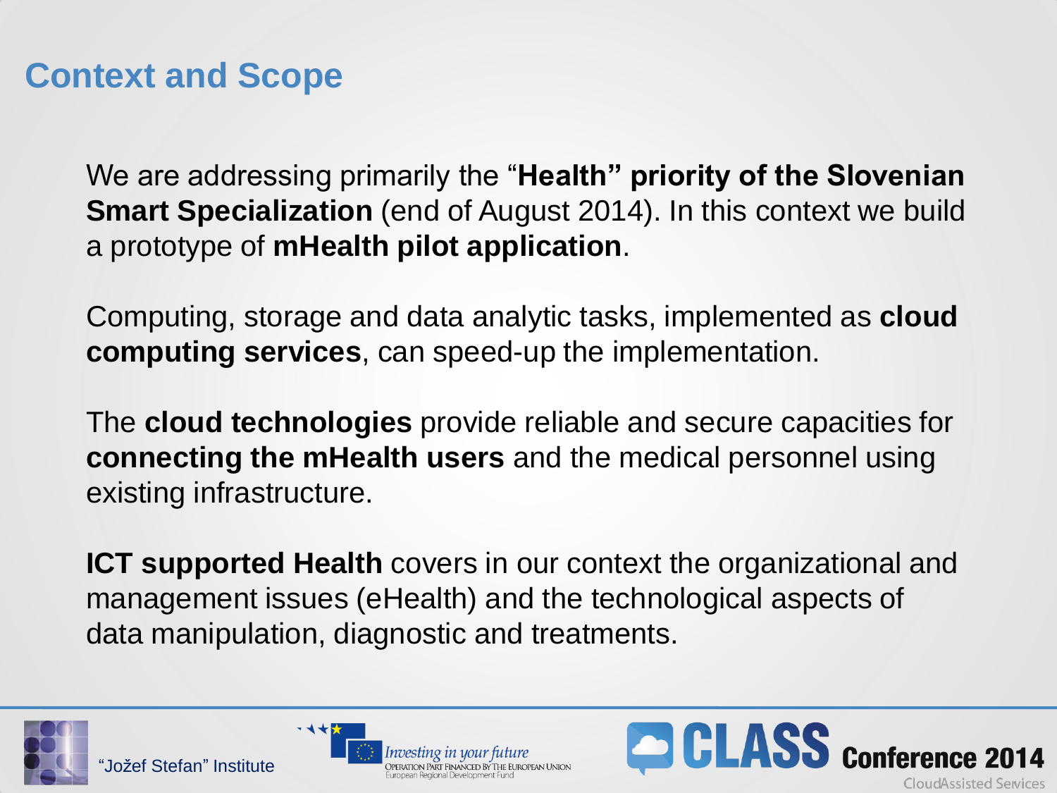## Context and Scope

We are addressing primarily the "**Health" priority of the Slovenian Smart Specialization** (end of August 2014). In this context we build a prototype of **mHealth pilot application**.

Computing, storage and data analytic tasks, implemented as **cloud computing services**, can speed-up the implementation.

The **cloud technologies** provide reliable and secure capacities for **connecting the mHealth users** and the medical personnel using existing infrastructure.

**ICT supported Health** covers in our context the organizational and management issues (eHealth) and the technological aspects of data manipulation, diagnostic and treatments.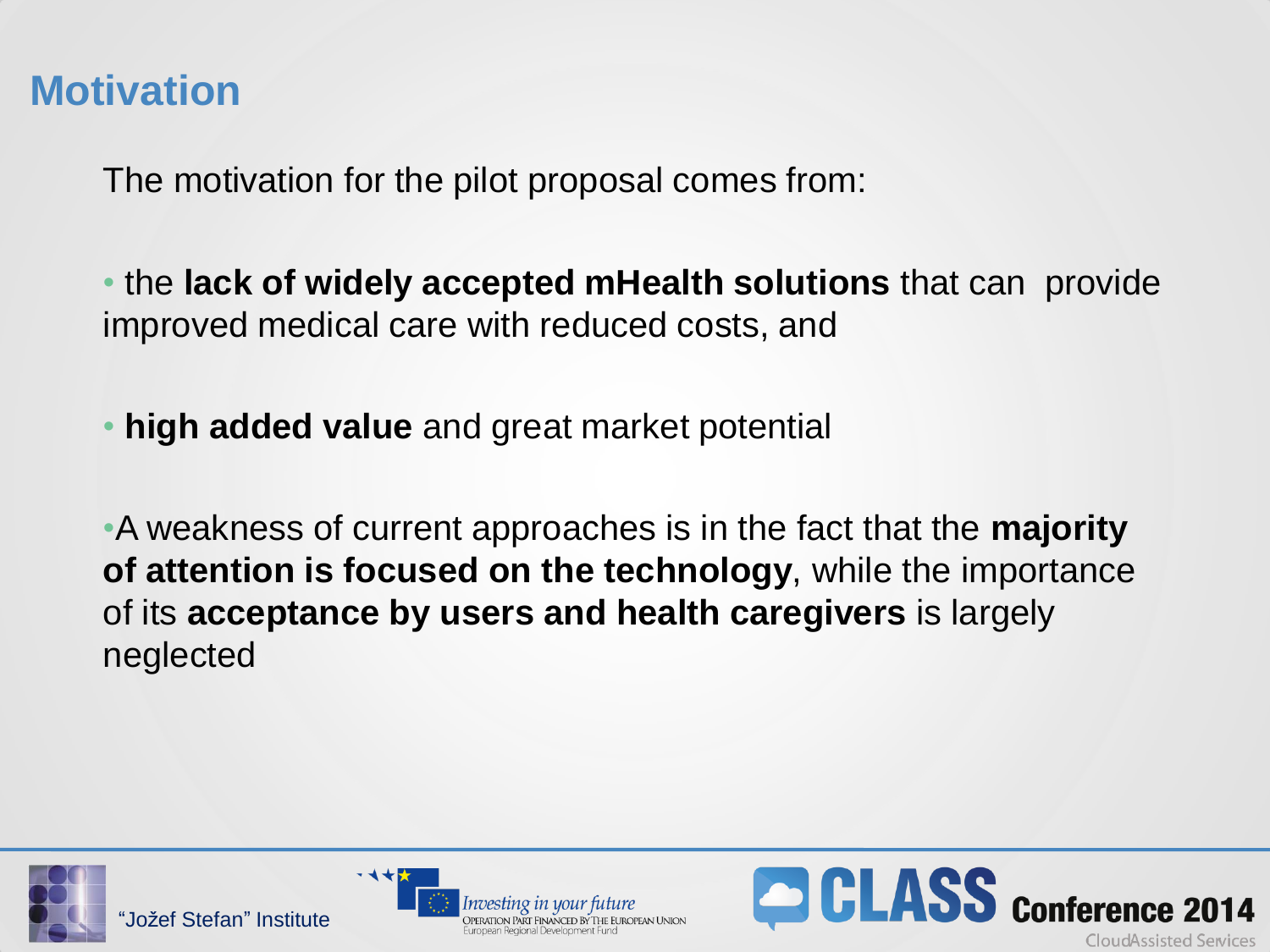# Motivation

The motivation for the pilot proposal comes from:

- the **lack of widely accepted mHealth solutions** that can provide improved medical care with reduced costs, and

- **high added value** and great market potential

- A weakness of current approaches is in the fact that the **majority of attention is focused on the technology**, while the importance of its **acceptance by users and health caregivers** is largely neglected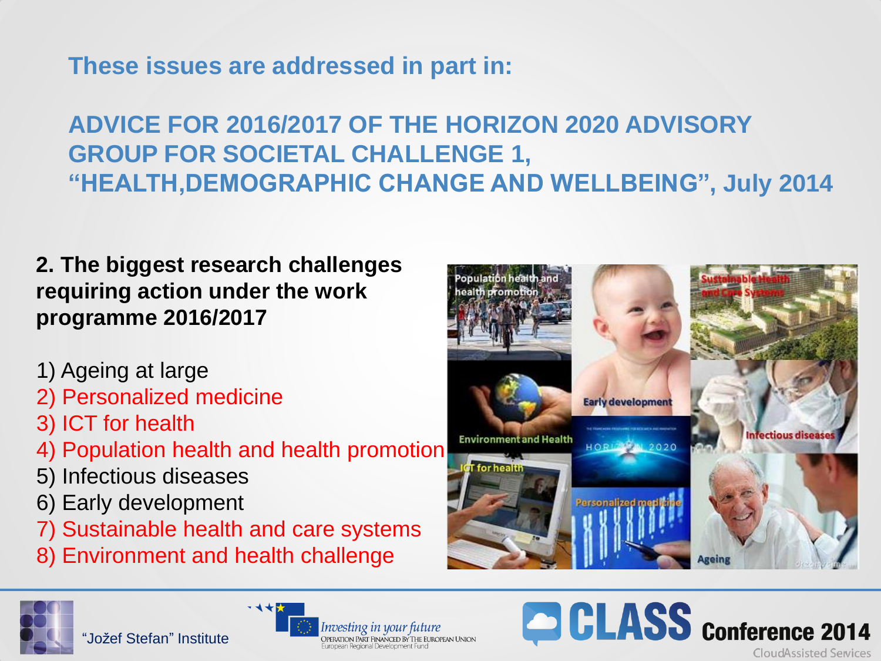## These issues are addressed in part in:

## ADVICE FOR 2016/2017 OF THE HORIZON 2020 ADVISORY GROUP FOR SOCIETAL CHALLENGE 1, "HEALTH,DEMOGRAPHIC CHANGE AND WELLBEING", July 2014

**2. The biggest research challenges requiring action under the work programme 2016/2017**

1) Ageing at large
2) Personalized medicine
3) ICT for health
4) Population health and health promotion
5) Infectious diseases
6) Early development
7) Sustainable health and care systems
8) Environment and health challenge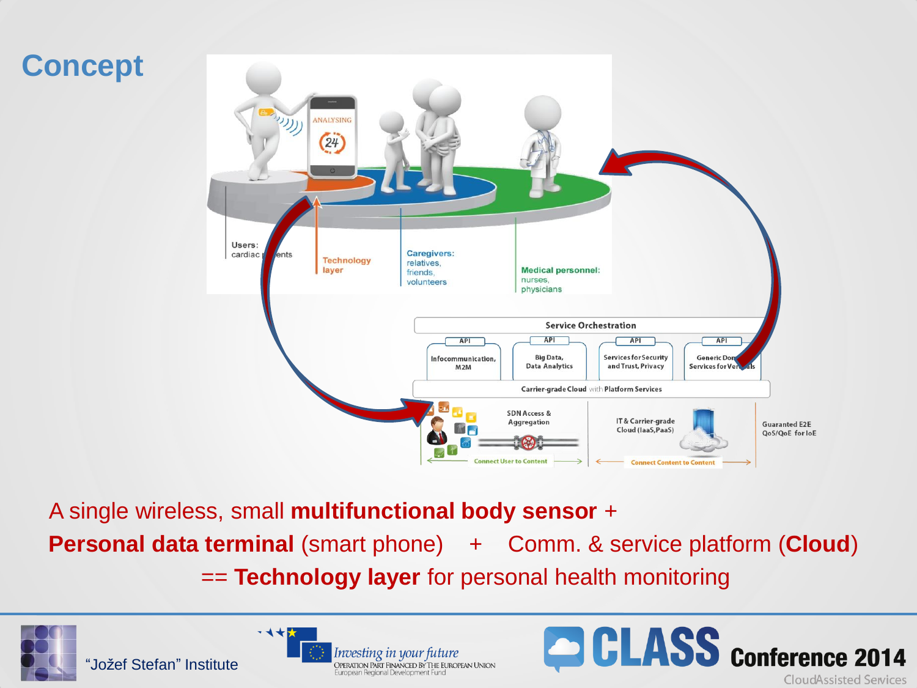# Concept

Users: cardiac patients

Technology layer

Caregivers: relatives, friends, volunteers

Medical personnel: nurses, physicians

Service Orchestration

API — Infocommunication, M2M

API — Big Data, Data Analytics

API — Services for Security and Trust, Privacy

API — Generic Domain Services for Verticals

Carrier-grade Cloud with Platform Services

SDN Access & Aggregation

IT & Carrier-grade Cloud (IaaS,PaaS)

Guaranteed E2E QoS/QoE for IoE

Connect User to Content

Connect Content to Content

A single wireless, small **multifunctional body sensor** +

**Personal data terminal** (smart phone) + Comm. & service platform (**Cloud**)

== **Technology layer** for personal health monitoring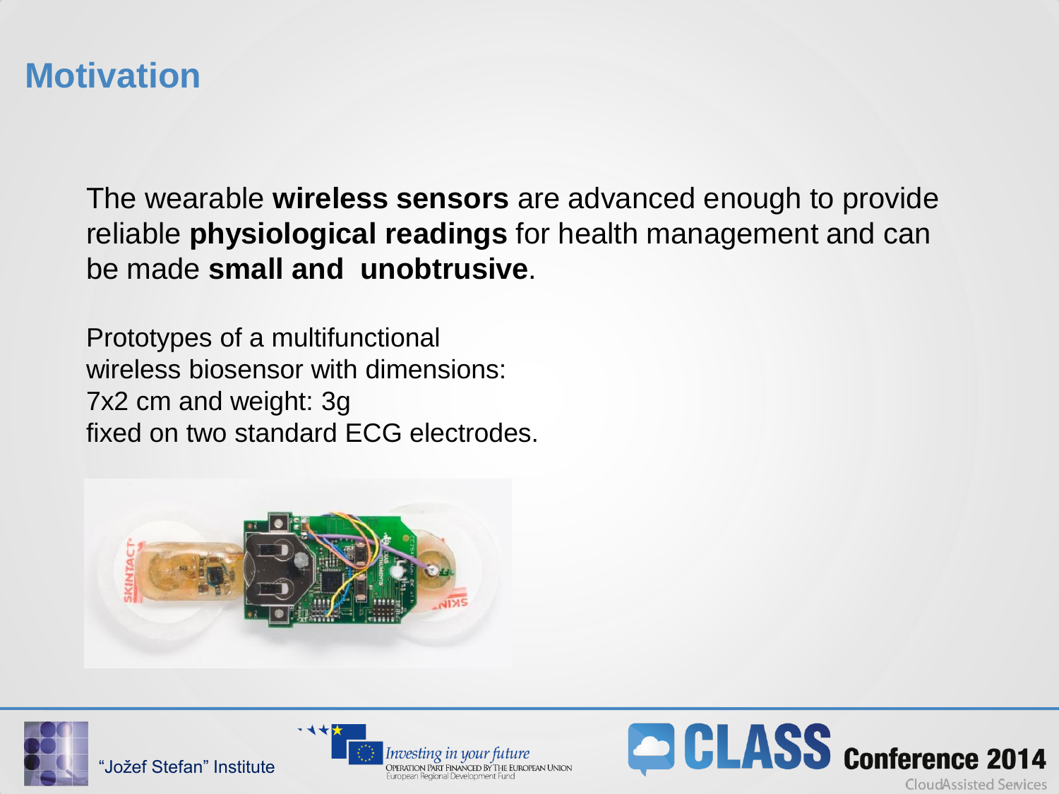# Motivation

The wearable **wireless sensors** are advanced enough to provide reliable **physiological readings** for health management and can be made **small and unobtrusive**.

Prototypes of a multifunctional wireless biosensor with dimensions: 7x2 cm and weight: 3g fixed on two standard ECG electrodes.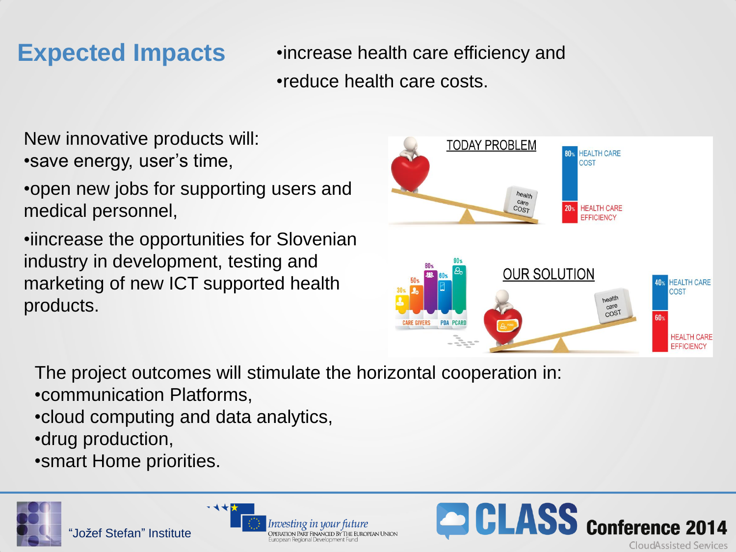# Expected Impacts

- increase health care efficiency and
- reduce health care costs.

New innovative products will:

- save energy, user's time,
- open new jobs for supporting users and medical personnel,
- iincrease the opportunities for Slovenian industry in development, testing and marketing of new ICT supported health products.

The project outcomes will stimulate the horizontal cooperation in:

- communication Platforms,
- cloud computing and data analytics,
- drug production,
- smart Home priorities.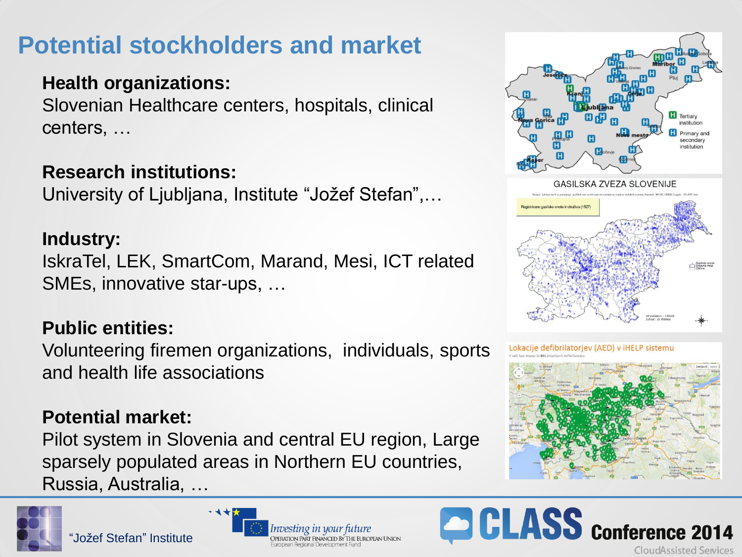# Potential stockholders and market

**Health organizations:**
Slovenian Healthcare centers, hospitals, clinical centers, …

**Research institutions:**
University of Ljubljana, Institute “Jožef Stefan”,…

**Industry:**
IskraTel, LEK, SmartCom, Marand, Mesi, ICT related SMEs, innovative star-ups, …

**Public entities:**
Volunteering firemen organizations, individuals, sports and health life associations

**Potential market:**
Pilot system in Slovenia and central EU region, Large sparsely populated areas in Northern EU countries, Russia, Australia, …

GASILSKA ZVEZA SLOVENIJE

Lokacije defibrilatorjev (AED) v iHELP sistemu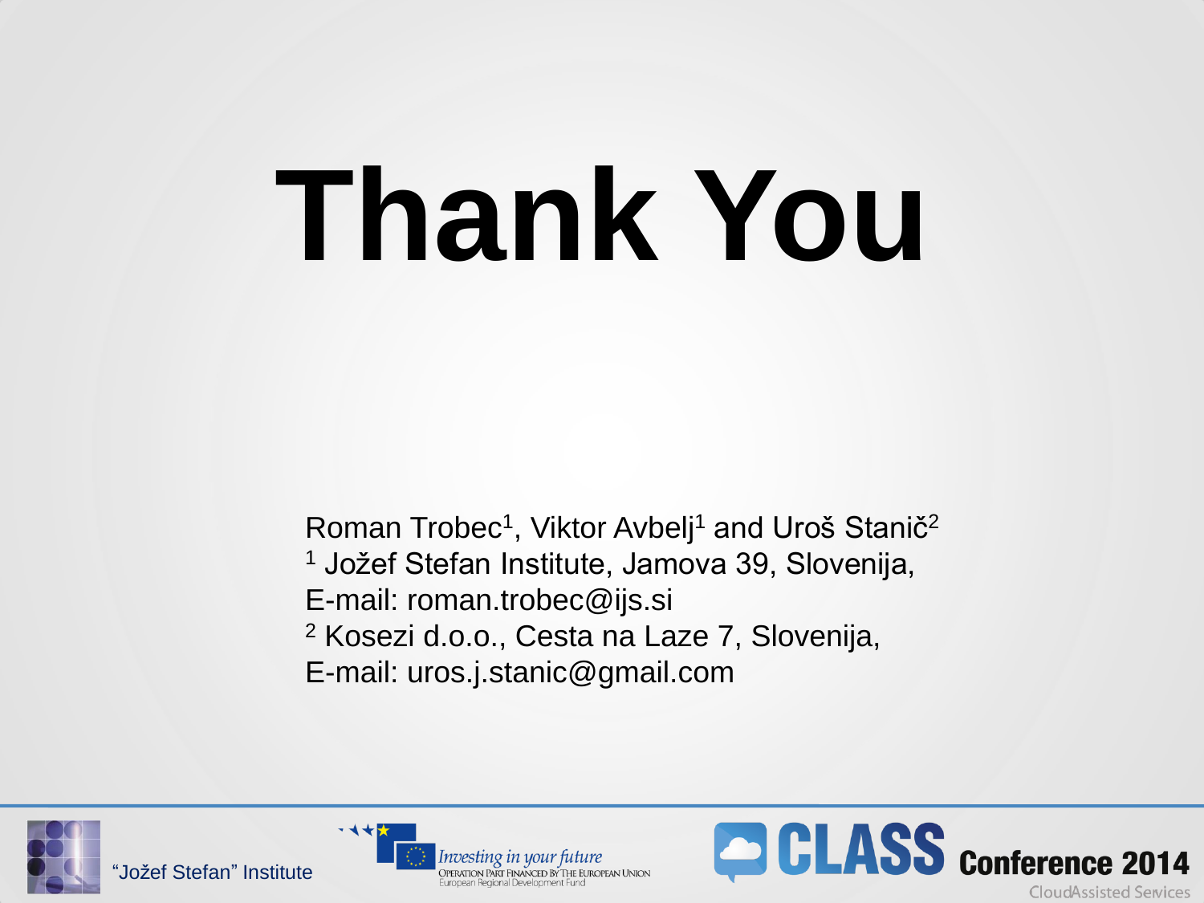# Thank You

Roman Trobec[1], Viktor Avbelj[1] and Uroš Stanič[2]

[1] Jožef Stefan Institute, Jamova 39, Slovenija,

E-mail: roman.trobec@ijs.si

[2] Kosezi d.o.o., Cesta na Laze 7, Slovenija,

E-mail: uros.j.stanic@gmail.com

"Jožef Stefan" Institute

Investing in your future
OPERATION PART FINANCED BY THE EUROPEAN UNION
European Regional Development Fund

CLASS Conference 2014
CloudAssisted Services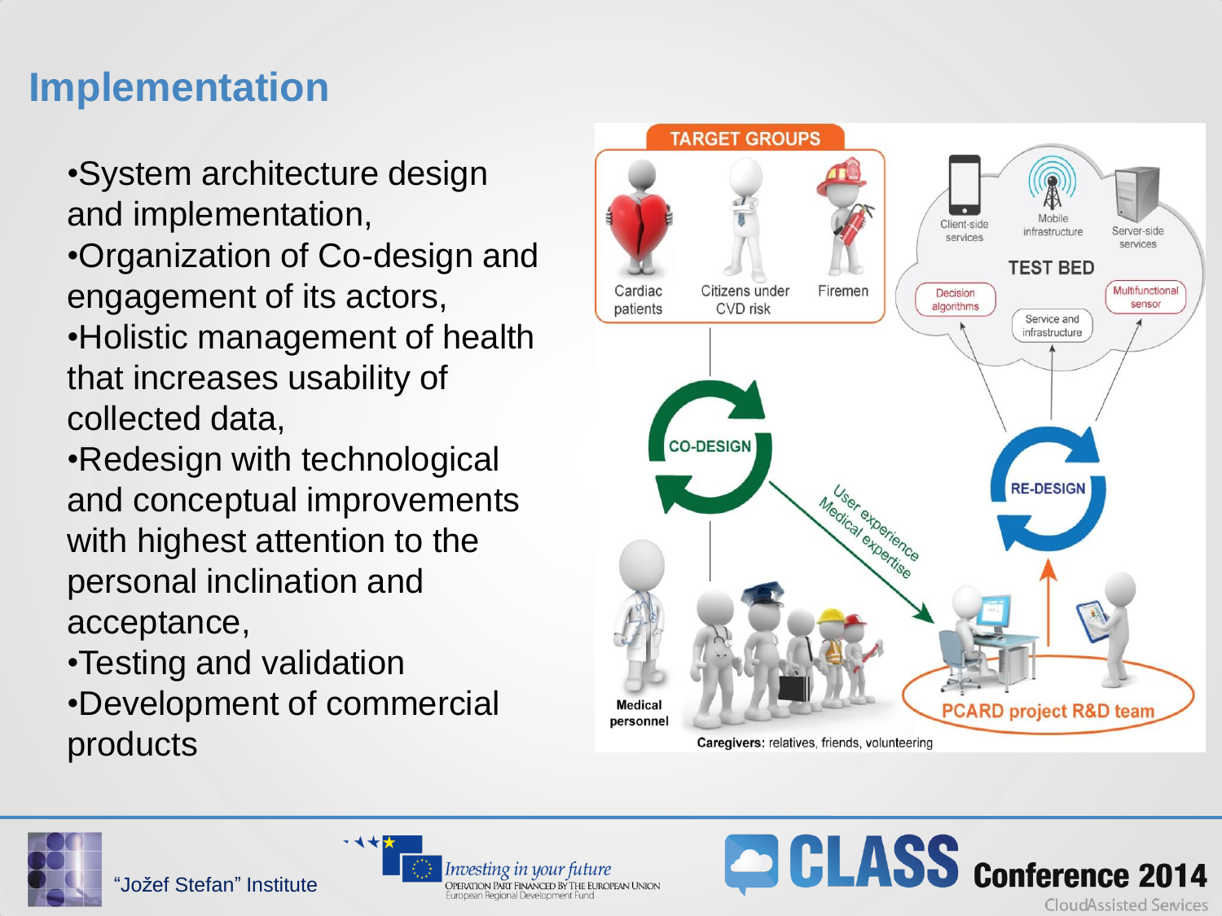# Implementation

- System architecture design and implementation,
- Organization of Co-design and engagement of its actors,
- Holistic management of health that increases usability of collected data,
- Redesign with technological and conceptual improvements with highest attention to the personal inclination and acceptance,
- Testing and validation
- Development of commercial products

TARGET GROUPS

Cardiac patients

Citizens under CVD risk

Firemen

Client-side services

Mobile infrastructure

Server-side services

TEST BED

Decision algorithms

Service and infrastructure

Multifunctional sensor

CO-DESIGN

User experience

Medical expertise

RE-DESIGN

Medical personnel

Caregivers: relatives, friends, volunteering

PCARD project R&D team